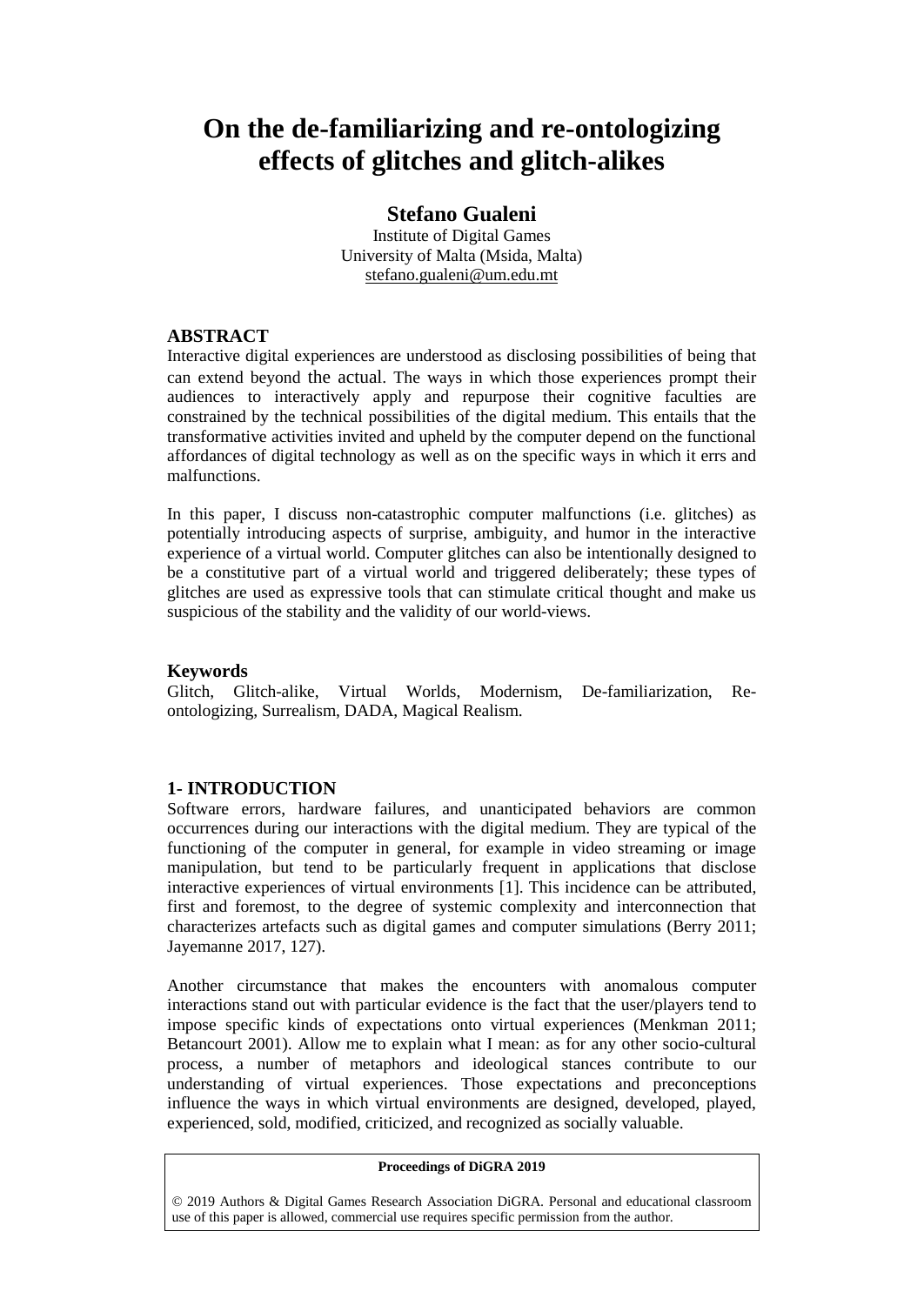# On the de-familiarizing and re-ontologizing effects of glitches and glitch-alikes

**Stefano Gualeni**

Institute of Digital Games
University of Malta (Msida, Malta)
stefano.gualeni@um.edu.mt

## ABSTRACT

Interactive digital experiences are understood as disclosing possibilities of being that can extend beyond the actual. The ways in which those experiences prompt their audiences to interactively apply and repurpose their cognitive faculties are constrained by the technical possibilities of the digital medium. This entails that the transformative activities invited and upheld by the computer depend on the functional affordances of digital technology as well as on the specific ways in which it errs and malfunctions.

In this paper, I discuss non-catastrophic computer malfunctions (i.e. glitches) as potentially introducing aspects of surprise, ambiguity, and humor in the interactive experience of a virtual world. Computer glitches can also be intentionally designed to be a constitutive part of a virtual world and triggered deliberately; these types of glitches are used as expressive tools that can stimulate critical thought and make us suspicious of the stability and the validity of our world-views.

## Keywords

Glitch, Glitch-alike, Virtual Worlds, Modernism, De-familiarization, Re-ontologizing, Surrealism, DADA, Magical Realism.

## 1- INTRODUCTION

Software errors, hardware failures, and unanticipated behaviors are common occurrences during our interactions with the digital medium. They are typical of the functioning of the computer in general, for example in video streaming or image manipulation, but tend to be particularly frequent in applications that disclose interactive experiences of virtual environments [1]. This incidence can be attributed, first and foremost, to the degree of systemic complexity and interconnection that characterizes artefacts such as digital games and computer simulations (Berry 2011; Jayemanne 2017, 127).

Another circumstance that makes the encounters with anomalous computer interactions stand out with particular evidence is the fact that the user/players tend to impose specific kinds of expectations onto virtual experiences (Menkman 2011; Betancourt 2001). Allow me to explain what I mean: as for any other socio-cultural process, a number of metaphors and ideological stances contribute to our understanding of virtual experiences. Those expectations and preconceptions influence the ways in which virtual environments are designed, developed, played, experienced, sold, modified, criticized, and recognized as socially valuable.

**Proceedings of DiGRA 2019**

© 2019 Authors & Digital Games Research Association DiGRA. Personal and educational classroom use of this paper is allowed, commercial use requires specific permission from the author.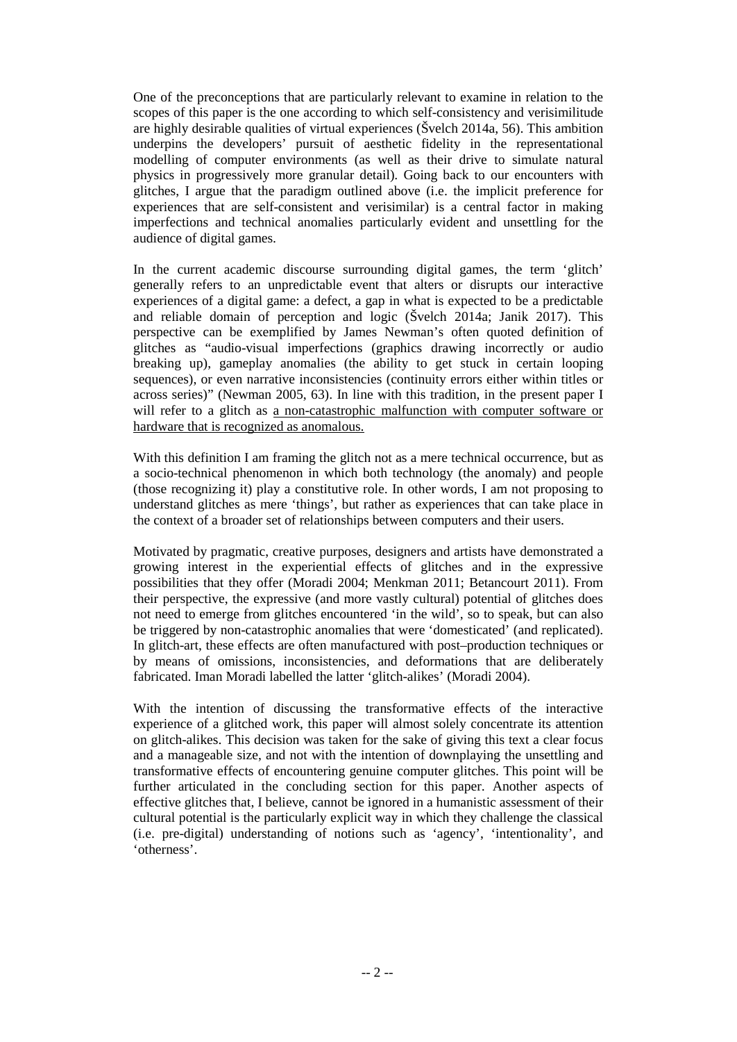One of the preconceptions that are particularly relevant to examine in relation to the scopes of this paper is the one according to which self-consistency and verisimilitude are highly desirable qualities of virtual experiences (Švelch 2014a, 56). This ambition underpins the developers' pursuit of aesthetic fidelity in the representational modelling of computer environments (as well as their drive to simulate natural physics in progressively more granular detail). Going back to our encounters with glitches, I argue that the paradigm outlined above (i.e. the implicit preference for experiences that are self-consistent and verisimilar) is a central factor in making imperfections and technical anomalies particularly evident and unsettling for the audience of digital games.

In the current academic discourse surrounding digital games, the term 'glitch' generally refers to an unpredictable event that alters or disrupts our interactive experiences of a digital game: a defect, a gap in what is expected to be a predictable and reliable domain of perception and logic (Švelch 2014a; Janik 2017). This perspective can be exemplified by James Newman's often quoted definition of glitches as "audio-visual imperfections (graphics drawing incorrectly or audio breaking up), gameplay anomalies (the ability to get stuck in certain looping sequences), or even narrative inconsistencies (continuity errors either within titles or across series)" (Newman 2005, 63). In line with this tradition, in the present paper I will refer to a glitch as <u>a non-catastrophic malfunction with computer software or hardware that is recognized as anomalous.</u>

With this definition I am framing the glitch not as a mere technical occurrence, but as a socio-technical phenomenon in which both technology (the anomaly) and people (those recognizing it) play a constitutive role. In other words, I am not proposing to understand glitches as mere 'things', but rather as experiences that can take place in the context of a broader set of relationships between computers and their users.

Motivated by pragmatic, creative purposes, designers and artists have demonstrated a growing interest in the experiential effects of glitches and in the expressive possibilities that they offer (Moradi 2004; Menkman 2011; Betancourt 2011). From their perspective, the expressive (and more vastly cultural) potential of glitches does not need to emerge from glitches encountered 'in the wild', so to speak, but can also be triggered by non-catastrophic anomalies that were 'domesticated' (and replicated). In glitch-art, these effects are often manufactured with post–production techniques or by means of omissions, inconsistencies, and deformations that are deliberately fabricated. Iman Moradi labelled the latter 'glitch-alikes' (Moradi 2004).

With the intention of discussing the transformative effects of the interactive experience of a glitched work, this paper will almost solely concentrate its attention on glitch-alikes. This decision was taken for the sake of giving this text a clear focus and a manageable size, and not with the intention of downplaying the unsettling and transformative effects of encountering genuine computer glitches. This point will be further articulated in the concluding section for this paper. Another aspects of effective glitches that, I believe, cannot be ignored in a humanistic assessment of their cultural potential is the particularly explicit way in which they challenge the classical (i.e. pre-digital) understanding of notions such as 'agency', 'intentionality', and 'otherness'.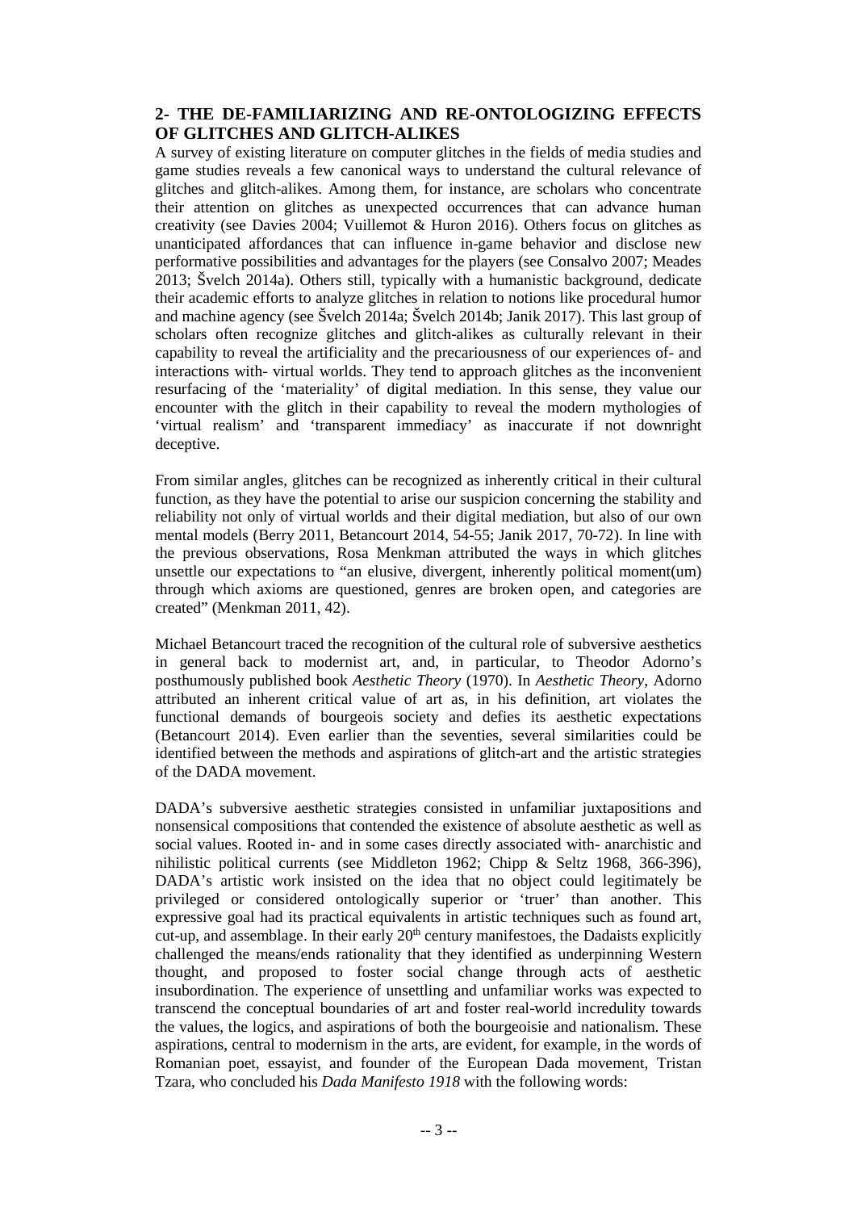## 2- THE DE-FAMILIARIZING AND RE-ONTOLOGIZING EFFECTS OF GLITCHES AND GLITCH-ALIKES

A survey of existing literature on computer glitches in the fields of media studies and game studies reveals a few canonical ways to understand the cultural relevance of glitches and glitch-alikes. Among them, for instance, are scholars who concentrate their attention on glitches as unexpected occurrences that can advance human creativity (see Davies 2004; Vuillemot & Huron 2016). Others focus on glitches as unanticipated affordances that can influence in-game behavior and disclose new performative possibilities and advantages for the players (see Consalvo 2007; Meades 2013; Švelch 2014a). Others still, typically with a humanistic background, dedicate their academic efforts to analyze glitches in relation to notions like procedural humor and machine agency (see Švelch 2014a; Švelch 2014b; Janik 2017). This last group of scholars often recognize glitches and glitch-alikes as culturally relevant in their capability to reveal the artificiality and the precariousness of our experiences of- and interactions with- virtual worlds. They tend to approach glitches as the inconvenient resurfacing of the 'materiality' of digital mediation. In this sense, they value our encounter with the glitch in their capability to reveal the modern mythologies of 'virtual realism' and 'transparent immediacy' as inaccurate if not downright deceptive.

From similar angles, glitches can be recognized as inherently critical in their cultural function, as they have the potential to arise our suspicion concerning the stability and reliability not only of virtual worlds and their digital mediation, but also of our own mental models (Berry 2011, Betancourt 2014, 54-55; Janik 2017, 70-72). In line with the previous observations, Rosa Menkman attributed the ways in which glitches unsettle our expectations to "an elusive, divergent, inherently political moment(um) through which axioms are questioned, genres are broken open, and categories are created" (Menkman 2011, 42).

Michael Betancourt traced the recognition of the cultural role of subversive aesthetics in general back to modernist art, and, in particular, to Theodor Adorno's posthumously published book *Aesthetic Theory* (1970). In *Aesthetic Theory*, Adorno attributed an inherent critical value of art as, in his definition, art violates the functional demands of bourgeois society and defies its aesthetic expectations (Betancourt 2014). Even earlier than the seventies, several similarities could be identified between the methods and aspirations of glitch-art and the artistic strategies of the DADA movement.

DADA's subversive aesthetic strategies consisted in unfamiliar juxtapositions and nonsensical compositions that contended the existence of absolute aesthetic as well as social values. Rooted in- and in some cases directly associated with- anarchistic and nihilistic political currents (see Middleton 1962; Chipp & Seltz 1968, 366-396), DADA's artistic work insisted on the idea that no object could legitimately be privileged or considered ontologically superior or 'truer' than another. This expressive goal had its practical equivalents in artistic techniques such as found art, cut-up, and assemblage. In their early 20th century manifestoes, the Dadaists explicitly challenged the means/ends rationality that they identified as underpinning Western thought, and proposed to foster social change through acts of aesthetic insubordination. The experience of unsettling and unfamiliar works was expected to transcend the conceptual boundaries of art and foster real-world incredulity towards the values, the logics, and aspirations of both the bourgeoisie and nationalism. These aspirations, central to modernism in the arts, are evident, for example, in the words of Romanian poet, essayist, and founder of the European Dada movement, Tristan Tzara, who concluded his *Dada Manifesto 1918* with the following words: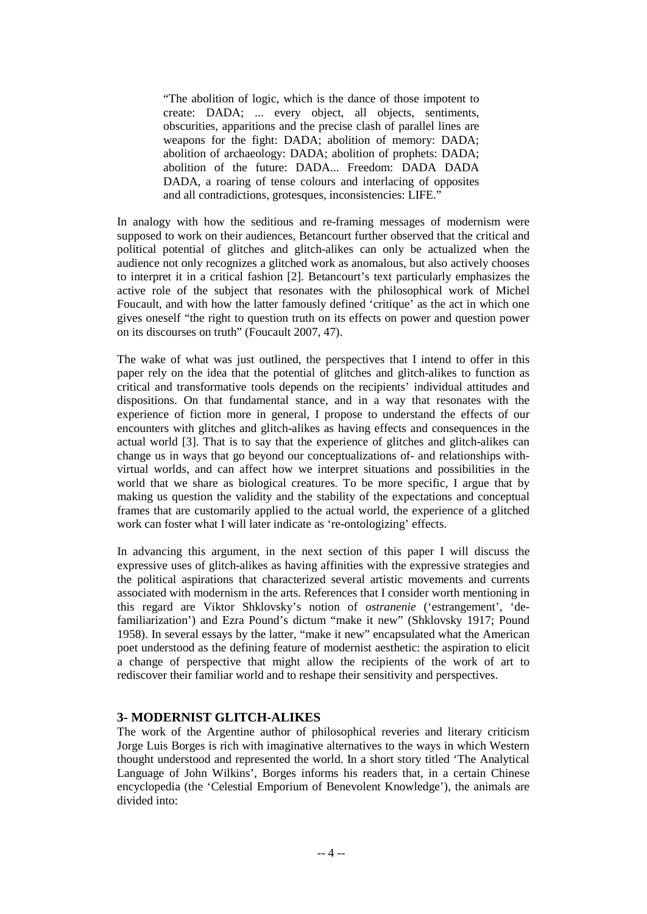> "The abolition of logic, which is the dance of those impotent to create: DADA; ... every object, all objects, sentiments, obscurities, apparitions and the precise clash of parallel lines are weapons for the fight: DADA; abolition of memory: DADA; abolition of archaeology: DADA; abolition of prophets: DADA; abolition of the future: DADA... Freedom: DADA DADA DADA, a roaring of tense colours and interlacing of opposites and all contradictions, grotesques, inconsistencies: LIFE."

In analogy with how the seditious and re-framing messages of modernism were supposed to work on their audiences, Betancourt further observed that the critical and political potential of glitches and glitch-alikes can only be actualized when the audience not only recognizes a glitched work as anomalous, but also actively chooses to interpret it in a critical fashion [2]. Betancourt's text particularly emphasizes the active role of the subject that resonates with the philosophical work of Michel Foucault, and with how the latter famously defined 'critique' as the act in which one gives oneself "the right to question truth on its effects on power and question power on its discourses on truth" (Foucault 2007, 47).

The wake of what was just outlined, the perspectives that I intend to offer in this paper rely on the idea that the potential of glitches and glitch-alikes to function as critical and transformative tools depends on the recipients' individual attitudes and dispositions. On that fundamental stance, and in a way that resonates with the experience of fiction more in general, I propose to understand the effects of our encounters with glitches and glitch-alikes as having effects and consequences in the actual world [3]. That is to say that the experience of glitches and glitch-alikes can change us in ways that go beyond our conceptualizations of- and relationships with-virtual worlds, and can affect how we interpret situations and possibilities in the world that we share as biological creatures. To be more specific, I argue that by making us question the validity and the stability of the expectations and conceptual frames that are customarily applied to the actual world, the experience of a glitched work can foster what I will later indicate as 're-ontologizing' effects.

In advancing this argument, in the next section of this paper I will discuss the expressive uses of glitch-alikes as having affinities with the expressive strategies and the political aspirations that characterized several artistic movements and currents associated with modernism in the arts. References that I consider worth mentioning in this regard are Viktor Shklovsky's notion of *ostranenie* ('estrangement', 'de-familiarization') and Ezra Pound's dictum "make it new" (Shklovsky 1917; Pound 1958). In several essays by the latter, "make it new" encapsulated what the American poet understood as the defining feature of modernist aesthetic: the aspiration to elicit a change of perspective that might allow the recipients of the work of art to rediscover their familiar world and to reshape their sensitivity and perspectives.

## 3- MODERNIST GLITCH-ALIKES

The work of the Argentine author of philosophical reveries and literary criticism Jorge Luis Borges is rich with imaginative alternatives to the ways in which Western thought understood and represented the world. In a short story titled 'The Analytical Language of John Wilkins', Borges informs his readers that, in a certain Chinese encyclopedia (the 'Celestial Emporium of Benevolent Knowledge'), the animals are divided into: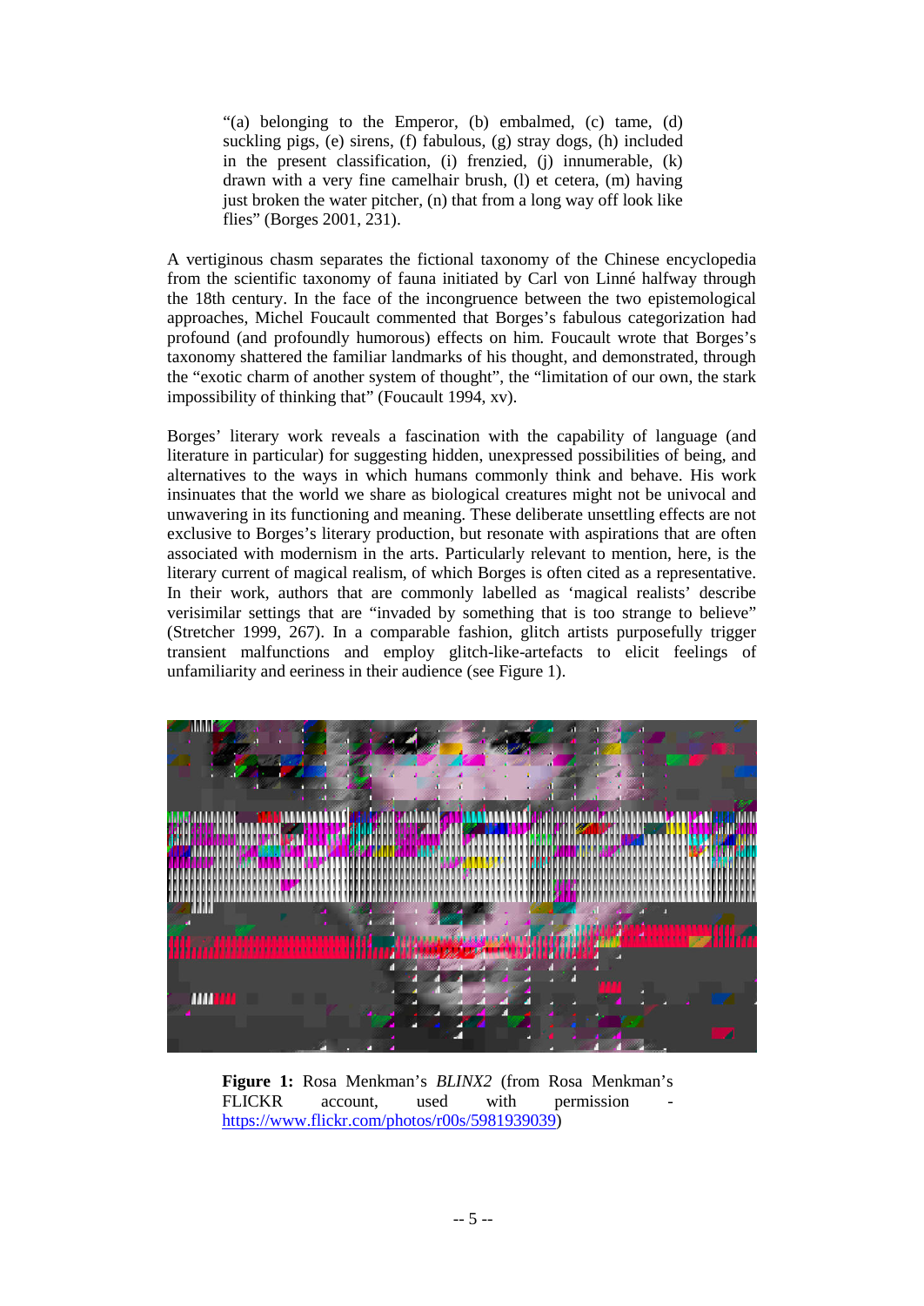> "(a) belonging to the Emperor, (b) embalmed, (c) tame, (d) suckling pigs, (e) sirens, (f) fabulous, (g) stray dogs, (h) included in the present classification, (i) frenzied, (j) innumerable, (k) drawn with a very fine camelhair brush, (l) et cetera, (m) having just broken the water pitcher, (n) that from a long way off look like flies" (Borges 2001, 231).

A vertiginous chasm separates the fictional taxonomy of the Chinese encyclopedia from the scientific taxonomy of fauna initiated by Carl von Linné halfway through the 18th century. In the face of the incongruence between the two epistemological approaches, Michel Foucault commented that Borges's fabulous categorization had profound (and profoundly humorous) effects on him. Foucault wrote that Borges's taxonomy shattered the familiar landmarks of his thought, and demonstrated, through the "exotic charm of another system of thought", the "limitation of our own, the stark impossibility of thinking that" (Foucault 1994, xv).

Borges' literary work reveals a fascination with the capability of language (and literature in particular) for suggesting hidden, unexpressed possibilities of being, and alternatives to the ways in which humans commonly think and behave. His work insinuates that the world we share as biological creatures might not be univocal and unwavering in its functioning and meaning. These deliberate unsettling effects are not exclusive to Borges's literary production, but resonate with aspirations that are often associated with modernism in the arts. Particularly relevant to mention, here, is the literary current of magical realism, of which Borges is often cited as a representative. In their work, authors that are commonly labelled as 'magical realists' describe verisimilar settings that are "invaded by something that is too strange to believe" (Stretcher 1999, 267). In a comparable fashion, glitch artists purposefully trigger transient malfunctions and employ glitch-like-artefacts to elicit feelings of unfamiliarity and eeriness in their audience (see Figure 1).

**Figure 1:** Rosa Menkman's *BLINX2* (from Rosa Menkman's FLICKR account, used with permission - https://www.flickr.com/photos/r00s/5981939039)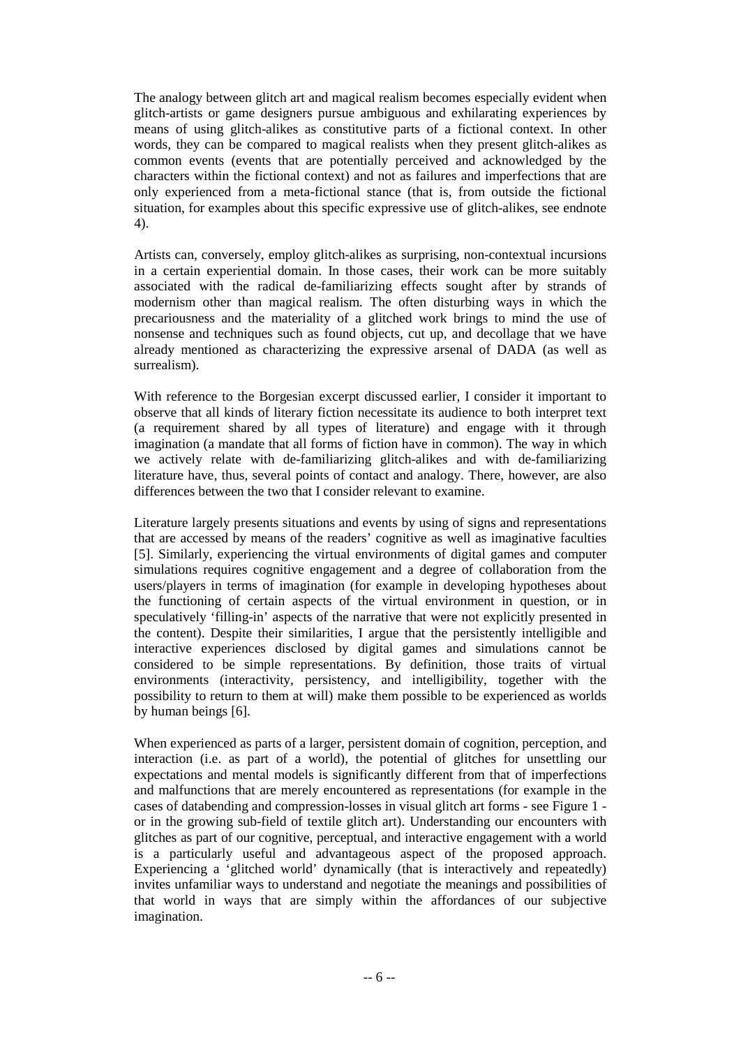The analogy between glitch art and magical realism becomes especially evident when glitch-artists or game designers pursue ambiguous and exhilarating experiences by means of using glitch-alikes as constitutive parts of a fictional context. In other words, they can be compared to magical realists when they present glitch-alikes as common events (events that are potentially perceived and acknowledged by the characters within the fictional context) and not as failures and imperfections that are only experienced from a meta-fictional stance (that is, from outside the fictional situation, for examples about this specific expressive use of glitch-alikes, see endnote 4).

Artists can, conversely, employ glitch-alikes as surprising, non-contextual incursions in a certain experiential domain. In those cases, their work can be more suitably associated with the radical de-familiarizing effects sought after by strands of modernism other than magical realism. The often disturbing ways in which the precariousness and the materiality of a glitched work brings to mind the use of nonsense and techniques such as found objects, cut up, and decollage that we have already mentioned as characterizing the expressive arsenal of DADA (as well as surrealism).

With reference to the Borgesian excerpt discussed earlier, I consider it important to observe that all kinds of literary fiction necessitate its audience to both interpret text (a requirement shared by all types of literature) and engage with it through imagination (a mandate that all forms of fiction have in common). The way in which we actively relate with de-familiarizing glitch-alikes and with de-familiarizing literature have, thus, several points of contact and analogy. There, however, are also differences between the two that I consider relevant to examine.

Literature largely presents situations and events by using of signs and representations that are accessed by means of the readers' cognitive as well as imaginative faculties [5]. Similarly, experiencing the virtual environments of digital games and computer simulations requires cognitive engagement and a degree of collaboration from the users/players in terms of imagination (for example in developing hypotheses about the functioning of certain aspects of the virtual environment in question, or in speculatively 'filling-in' aspects of the narrative that were not explicitly presented in the content). Despite their similarities, I argue that the persistently intelligible and interactive experiences disclosed by digital games and simulations cannot be considered to be simple representations. By definition, those traits of virtual environments (interactivity, persistency, and intelligibility, together with the possibility to return to them at will) make them possible to be experienced as worlds by human beings [6].

When experienced as parts of a larger, persistent domain of cognition, perception, and interaction (i.e. as part of a world), the potential of glitches for unsettling our expectations and mental models is significantly different from that of imperfections and malfunctions that are merely encountered as representations (for example in the cases of databending and compression-losses in visual glitch art forms - see Figure 1 - or in the growing sub-field of textile glitch art). Understanding our encounters with glitches as part of our cognitive, perceptual, and interactive engagement with a world is a particularly useful and advantageous aspect of the proposed approach. Experiencing a 'glitched world' dynamically (that is interactively and repeatedly) invites unfamiliar ways to understand and negotiate the meanings and possibilities of that world in ways that are simply within the affordances of our subjective imagination.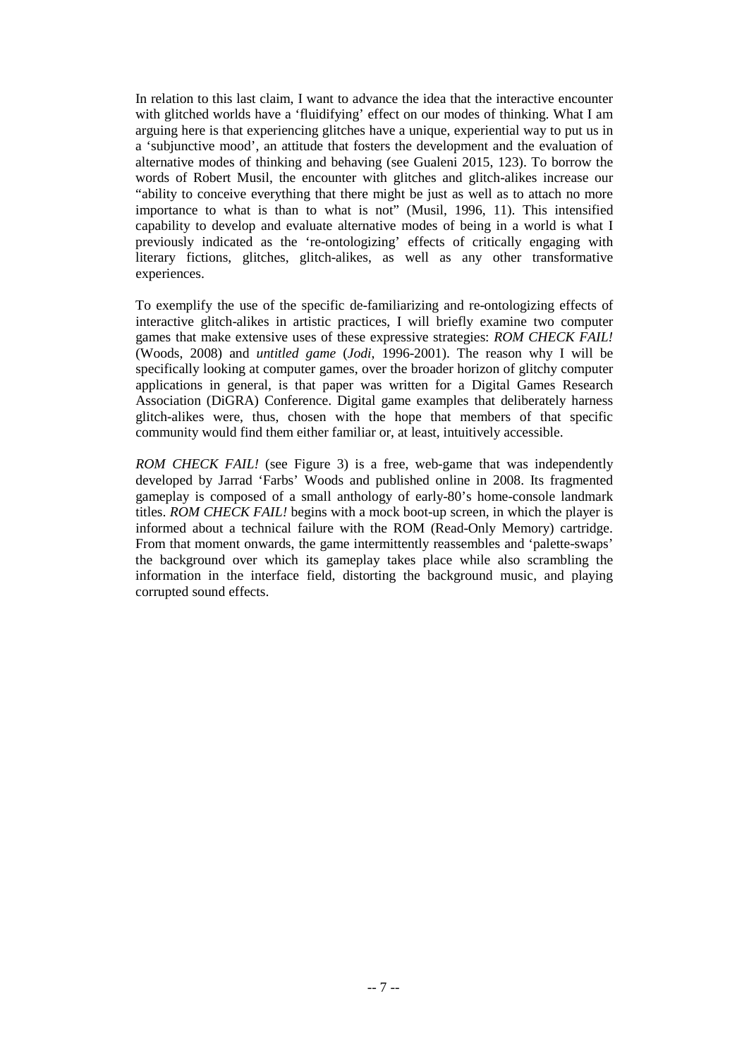In relation to this last claim, I want to advance the idea that the interactive encounter with glitched worlds have a 'fluidifying' effect on our modes of thinking. What I am arguing here is that experiencing glitches have a unique, experiential way to put us in a 'subjunctive mood', an attitude that fosters the development and the evaluation of alternative modes of thinking and behaving (see Gualeni 2015, 123). To borrow the words of Robert Musil, the encounter with glitches and glitch-alikes increase our "ability to conceive everything that there might be just as well as to attach no more importance to what is than to what is not" (Musil, 1996, 11). This intensified capability to develop and evaluate alternative modes of being in a world is what I previously indicated as the 're-ontologizing' effects of critically engaging with literary fictions, glitches, glitch-alikes, as well as any other transformative experiences.

To exemplify the use of the specific de-familiarizing and re-ontologizing effects of interactive glitch-alikes in artistic practices, I will briefly examine two computer games that make extensive uses of these expressive strategies: *ROM CHECK FAIL!* (Woods, 2008) and *untitled game* (*Jodi*, 1996-2001). The reason why I will be specifically looking at computer games, over the broader horizon of glitchy computer applications in general, is that paper was written for a Digital Games Research Association (DiGRA) Conference. Digital game examples that deliberately harness glitch-alikes were, thus, chosen with the hope that members of that specific community would find them either familiar or, at least, intuitively accessible.

*ROM CHECK FAIL!* (see Figure 3) is a free, web-game that was independently developed by Jarrad 'Farbs' Woods and published online in 2008. Its fragmented gameplay is composed of a small anthology of early-80's home-console landmark titles. *ROM CHECK FAIL!* begins with a mock boot-up screen, in which the player is informed about a technical failure with the ROM (Read-Only Memory) cartridge. From that moment onwards, the game intermittently reassembles and 'palette-swaps' the background over which its gameplay takes place while also scrambling the information in the interface field, distorting the background music, and playing corrupted sound effects.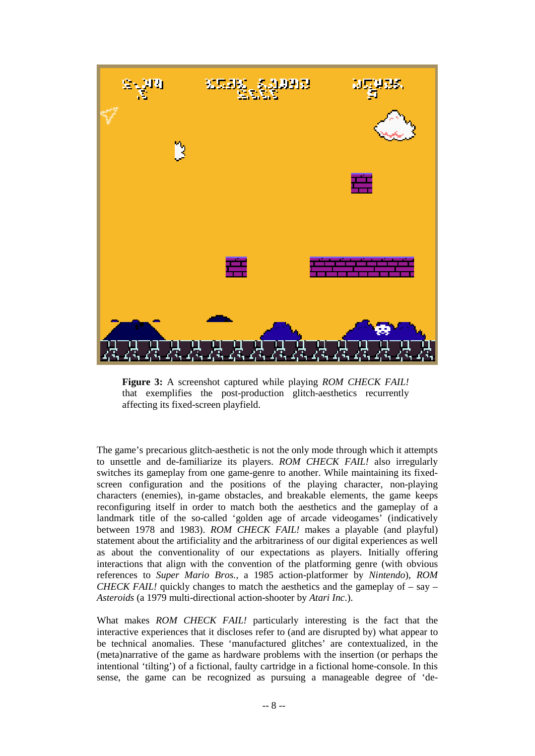**Figure 3:** A screenshot captured while playing *ROM CHECK FAIL!* that exemplifies the post-production glitch-aesthetics recurrently affecting its fixed-screen playfield.

The game's precarious glitch-aesthetic is not the only mode through which it attempts to unsettle and de-familiarize its players. *ROM CHECK FAIL!* also irregularly switches its gameplay from one game-genre to another. While maintaining its fixed-screen configuration and the positions of the playing character, non-playing characters (enemies), in-game obstacles, and breakable elements, the game keeps reconfiguring itself in order to match both the aesthetics and the gameplay of a landmark title of the so-called 'golden age of arcade videogames' (indicatively between 1978 and 1983). *ROM CHECK FAIL!* makes a playable (and playful) statement about the artificiality and the arbitrariness of our digital experiences as well as about the conventionality of our expectations as players. Initially offering interactions that align with the convention of the platforming genre (with obvious references to *Super Mario Bros.*, a 1985 action-platformer by *Nintendo*), *ROM CHECK FAIL!* quickly changes to match the aesthetics and the gameplay of – say – *Asteroids* (a 1979 multi-directional action-shooter by *Atari Inc.*).

What makes *ROM CHECK FAIL!* particularly interesting is the fact that the interactive experiences that it discloses refer to (and are disrupted by) what appear to be technical anomalies. These 'manufactured glitches' are contextualized, in the (meta)narrative of the game as hardware problems with the insertion (or perhaps the intentional 'tilting') of a fictional, faulty cartridge in a fictional home-console. In this sense, the game can be recognized as pursuing a manageable degree of 'de-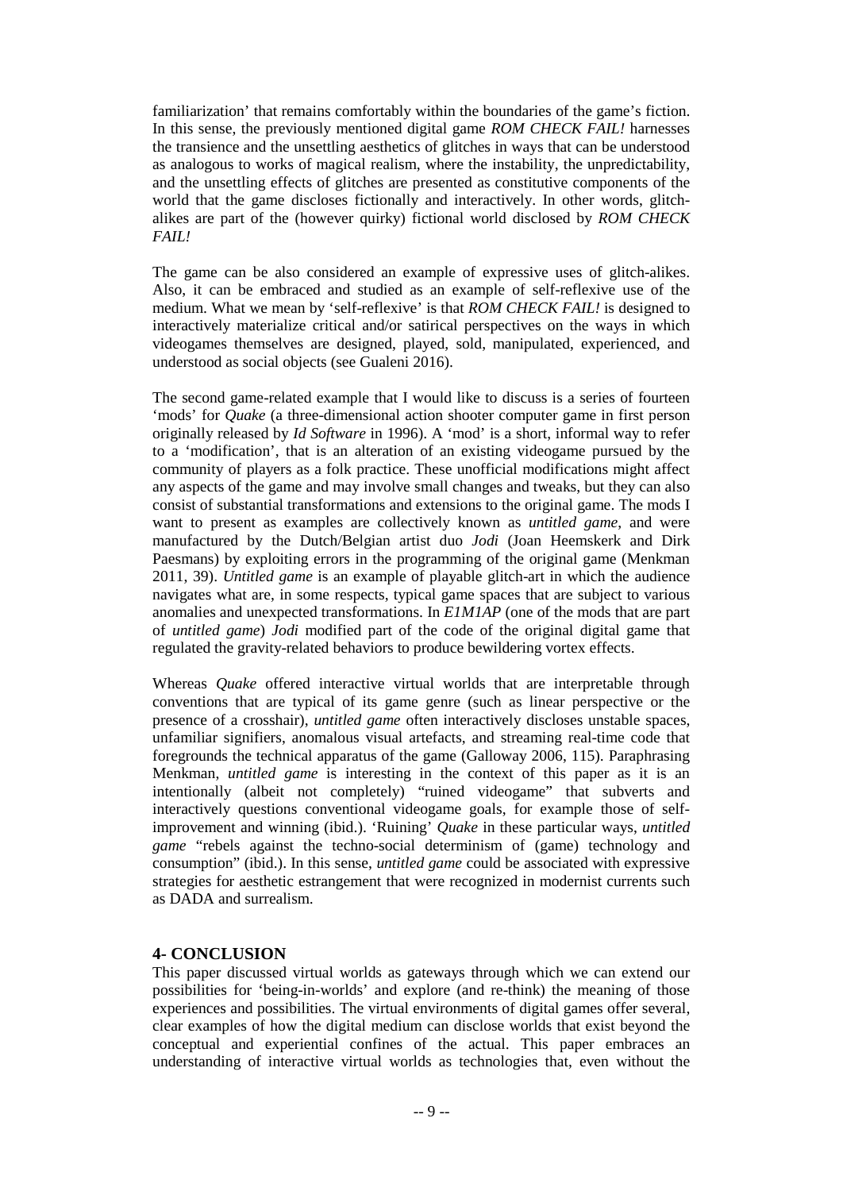familiarization' that remains comfortably within the boundaries of the game's fiction. In this sense, the previously mentioned digital game *ROM CHECK FAIL!* harnesses the transience and the unsettling aesthetics of glitches in ways that can be understood as analogous to works of magical realism, where the instability, the unpredictability, and the unsettling effects of glitches are presented as constitutive components of the world that the game discloses fictionally and interactively. In other words, glitch-alikes are part of the (however quirky) fictional world disclosed by *ROM CHECK FAIL!*

The game can be also considered an example of expressive uses of glitch-alikes. Also, it can be embraced and studied as an example of self-reflexive use of the medium. What we mean by 'self-reflexive' is that *ROM CHECK FAIL!* is designed to interactively materialize critical and/or satirical perspectives on the ways in which videogames themselves are designed, played, sold, manipulated, experienced, and understood as social objects (see Gualeni 2016).

The second game-related example that I would like to discuss is a series of fourteen 'mods' for *Quake* (a three-dimensional action shooter computer game in first person originally released by *Id Software* in 1996). A 'mod' is a short, informal way to refer to a 'modification', that is an alteration of an existing videogame pursued by the community of players as a folk practice. These unofficial modifications might affect any aspects of the game and may involve small changes and tweaks, but they can also consist of substantial transformations and extensions to the original game. The mods I want to present as examples are collectively known as *untitled game*, and were manufactured by the Dutch/Belgian artist duo *Jodi* (Joan Heemskerk and Dirk Paesmans) by exploiting errors in the programming of the original game (Menkman 2011, 39). *Untitled game* is an example of playable glitch-art in which the audience navigates what are, in some respects, typical game spaces that are subject to various anomalies and unexpected transformations. In *E1M1AP* (one of the mods that are part of *untitled game*) *Jodi* modified part of the code of the original digital game that regulated the gravity-related behaviors to produce bewildering vortex effects.

Whereas *Quake* offered interactive virtual worlds that are interpretable through conventions that are typical of its game genre (such as linear perspective or the presence of a crosshair), *untitled game* often interactively discloses unstable spaces, unfamiliar signifiers, anomalous visual artefacts, and streaming real-time code that foregrounds the technical apparatus of the game (Galloway 2006, 115). Paraphrasing Menkman, *untitled game* is interesting in the context of this paper as it is an intentionally (albeit not completely) "ruined videogame" that subverts and interactively questions conventional videogame goals, for example those of self-improvement and winning (ibid.). 'Ruining' *Quake* in these particular ways, *untitled game* "rebels against the techno-social determinism of (game) technology and consumption" (ibid.). In this sense, *untitled game* could be associated with expressive strategies for aesthetic estrangement that were recognized in modernist currents such as DADA and surrealism.

## 4- CONCLUSION

This paper discussed virtual worlds as gateways through which we can extend our possibilities for 'being-in-worlds' and explore (and re-think) the meaning of those experiences and possibilities. The virtual environments of digital games offer several, clear examples of how the digital medium can disclose worlds that exist beyond the conceptual and experiential confines of the actual. This paper embraces an understanding of interactive virtual worlds as technologies that, even without the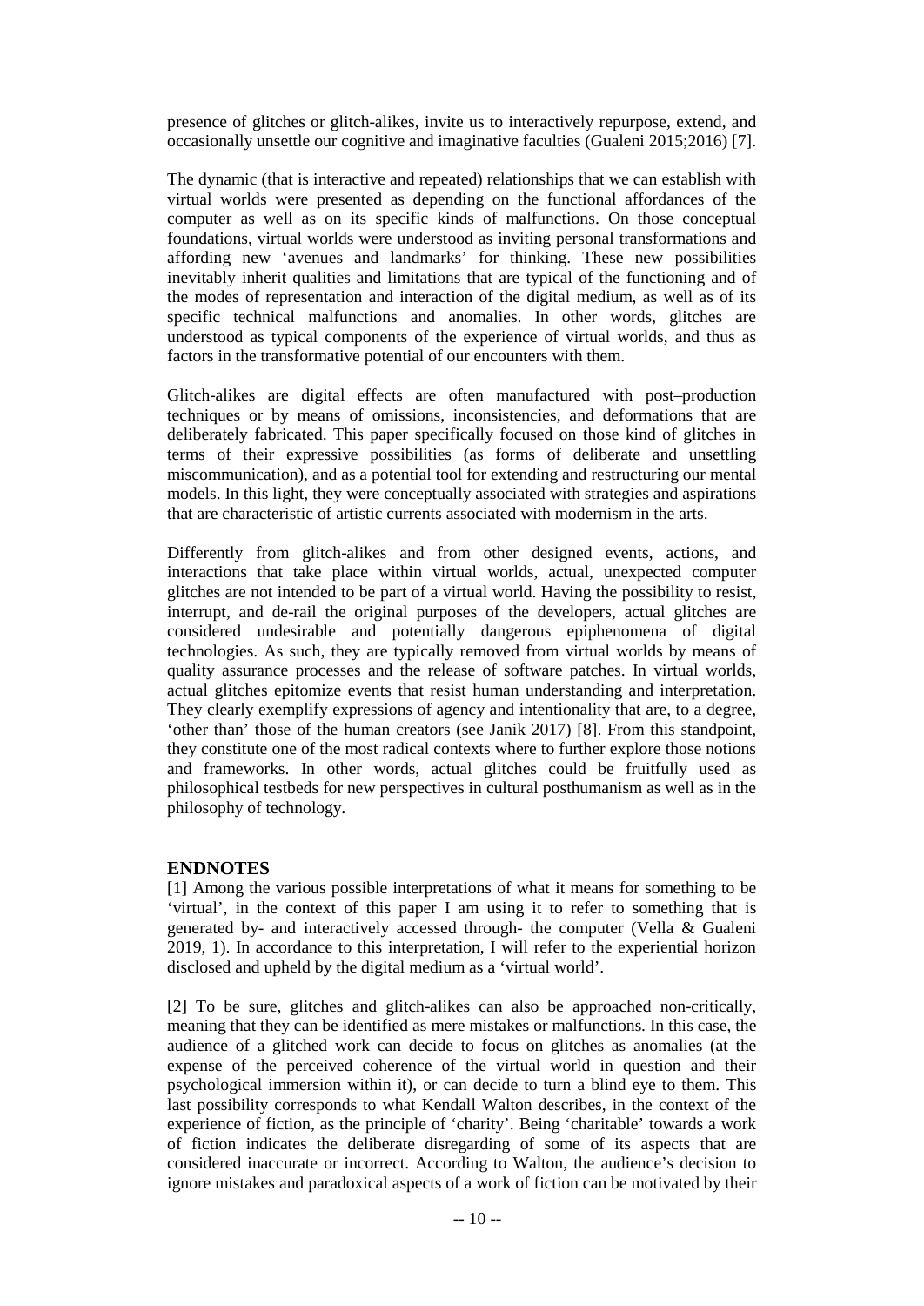presence of glitches or glitch-alikes, invite us to interactively repurpose, extend, and occasionally unsettle our cognitive and imaginative faculties (Gualeni 2015;2016) [7].

The dynamic (that is interactive and repeated) relationships that we can establish with virtual worlds were presented as depending on the functional affordances of the computer as well as on its specific kinds of malfunctions. On those conceptual foundations, virtual worlds were understood as inviting personal transformations and affording new 'avenues and landmarks' for thinking. These new possibilities inevitably inherit qualities and limitations that are typical of the functioning and of the modes of representation and interaction of the digital medium, as well as of its specific technical malfunctions and anomalies. In other words, glitches are understood as typical components of the experience of virtual worlds, and thus as factors in the transformative potential of our encounters with them.

Glitch-alikes are digital effects are often manufactured with post–production techniques or by means of omissions, inconsistencies, and deformations that are deliberately fabricated. This paper specifically focused on those kind of glitches in terms of their expressive possibilities (as forms of deliberate and unsettling miscommunication), and as a potential tool for extending and restructuring our mental models. In this light, they were conceptually associated with strategies and aspirations that are characteristic of artistic currents associated with modernism in the arts.

Differently from glitch-alikes and from other designed events, actions, and interactions that take place within virtual worlds, actual, unexpected computer glitches are not intended to be part of a virtual world. Having the possibility to resist, interrupt, and de-rail the original purposes of the developers, actual glitches are considered undesirable and potentially dangerous epiphenomena of digital technologies. As such, they are typically removed from virtual worlds by means of quality assurance processes and the release of software patches. In virtual worlds, actual glitches epitomize events that resist human understanding and interpretation. They clearly exemplify expressions of agency and intentionality that are, to a degree, 'other than' those of the human creators (see Janik 2017) [8]. From this standpoint, they constitute one of the most radical contexts where to further explore those notions and frameworks. In other words, actual glitches could be fruitfully used as philosophical testbeds for new perspectives in cultural posthumanism as well as in the philosophy of technology.

## ENDNOTES

[1] Among the various possible interpretations of what it means for something to be 'virtual', in the context of this paper I am using it to refer to something that is generated by- and interactively accessed through- the computer (Vella & Gualeni 2019, 1). In accordance to this interpretation, I will refer to the experiential horizon disclosed and upheld by the digital medium as a 'virtual world'.

[2] To be sure, glitches and glitch-alikes can also be approached non-critically, meaning that they can be identified as mere mistakes or malfunctions. In this case, the audience of a glitched work can decide to focus on glitches as anomalies (at the expense of the perceived coherence of the virtual world in question and their psychological immersion within it), or can decide to turn a blind eye to them. This last possibility corresponds to what Kendall Walton describes, in the context of the experience of fiction, as the principle of 'charity'. Being 'charitable' towards a work of fiction indicates the deliberate disregarding of some of its aspects that are considered inaccurate or incorrect. According to Walton, the audience's decision to ignore mistakes and paradoxical aspects of a work of fiction can be motivated by their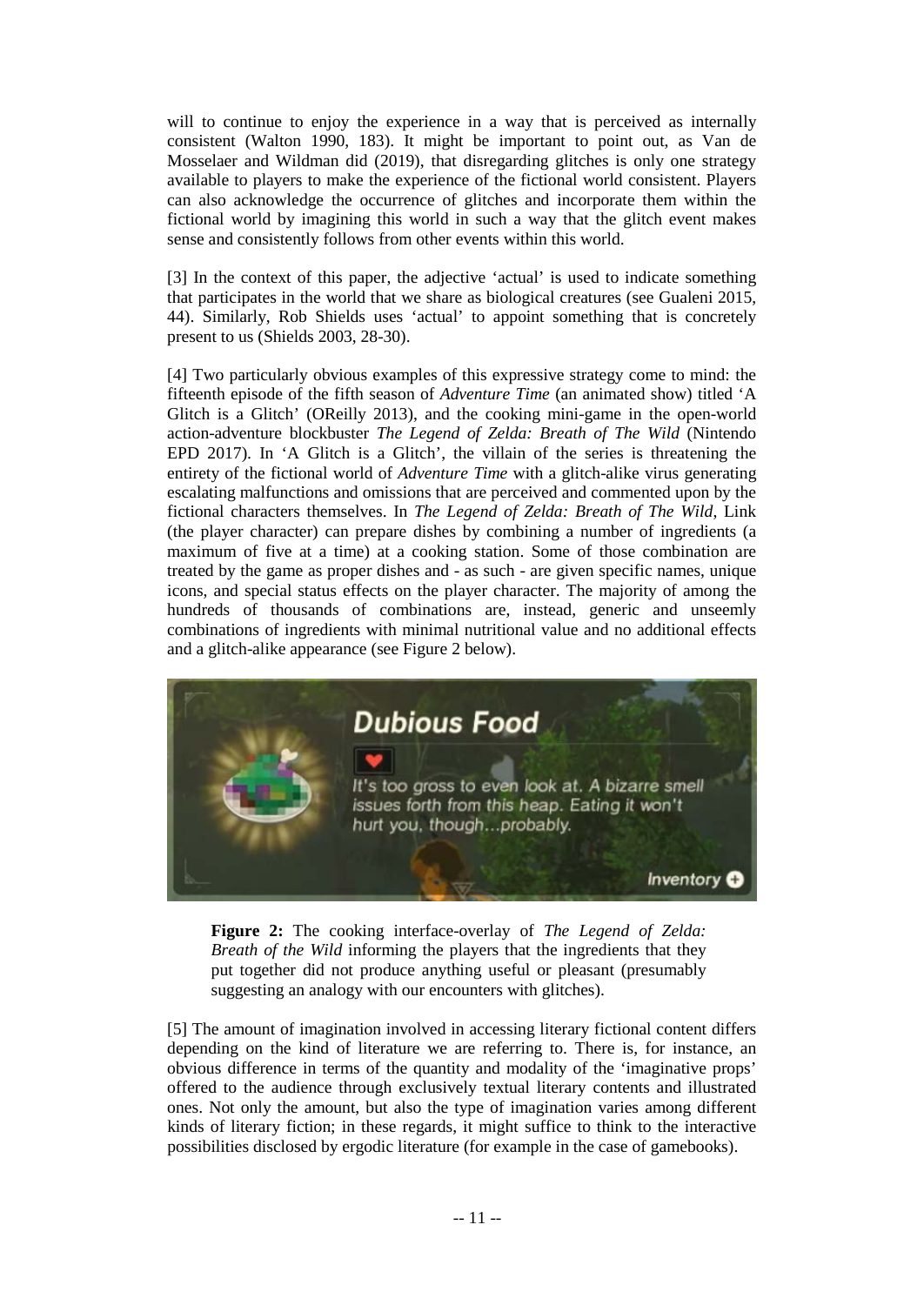will to continue to enjoy the experience in a way that is perceived as internally consistent (Walton 1990, 183). It might be important to point out, as Van de Mosselaer and Wildman did (2019), that disregarding glitches is only one strategy available to players to make the experience of the fictional world consistent. Players can also acknowledge the occurrence of glitches and incorporate them within the fictional world by imagining this world in such a way that the glitch event makes sense and consistently follows from other events within this world.

[3] In the context of this paper, the adjective 'actual' is used to indicate something that participates in the world that we share as biological creatures (see Gualeni 2015, 44). Similarly, Rob Shields uses 'actual' to appoint something that is concretely present to us (Shields 2003, 28-30).

[4] Two particularly obvious examples of this expressive strategy come to mind: the fifteenth episode of the fifth season of *Adventure Time* (an animated show) titled 'A Glitch is a Glitch' (OReilly 2013), and the cooking mini-game in the open-world action-adventure blockbuster *The Legend of Zelda: Breath of The Wild* (Nintendo EPD 2017). In 'A Glitch is a Glitch', the villain of the series is threatening the entirety of the fictional world of *Adventure Time* with a glitch-alike virus generating escalating malfunctions and omissions that are perceived and commented upon by the fictional characters themselves. In *The Legend of Zelda: Breath of The Wild*, Link (the player character) can prepare dishes by combining a number of ingredients (a maximum of five at a time) at a cooking station. Some of those combination are treated by the game as proper dishes and - as such - are given specific names, unique icons, and special status effects on the player character. The majority of among the hundreds of thousands of combinations are, instead, generic and unseemly combinations of ingredients with minimal nutritional value and no additional effects and a glitch-alike appearance (see Figure 2 below).

Dubious Food

It's too gross to even look at. A bizarre smell issues forth from this heap. Eating it won't hurt you, though...probably.

Inventory

**Figure 2:** The cooking interface-overlay of *The Legend of Zelda: Breath of the Wild* informing the players that the ingredients that they put together did not produce anything useful or pleasant (presumably suggesting an analogy with our encounters with glitches).

[5] The amount of imagination involved in accessing literary fictional content differs depending on the kind of literature we are referring to. There is, for instance, an obvious difference in terms of the quantity and modality of the 'imaginative props' offered to the audience through exclusively textual literary contents and illustrated ones. Not only the amount, but also the type of imagination varies among different kinds of literary fiction; in these regards, it might suffice to think to the interactive possibilities disclosed by ergodic literature (for example in the case of gamebooks).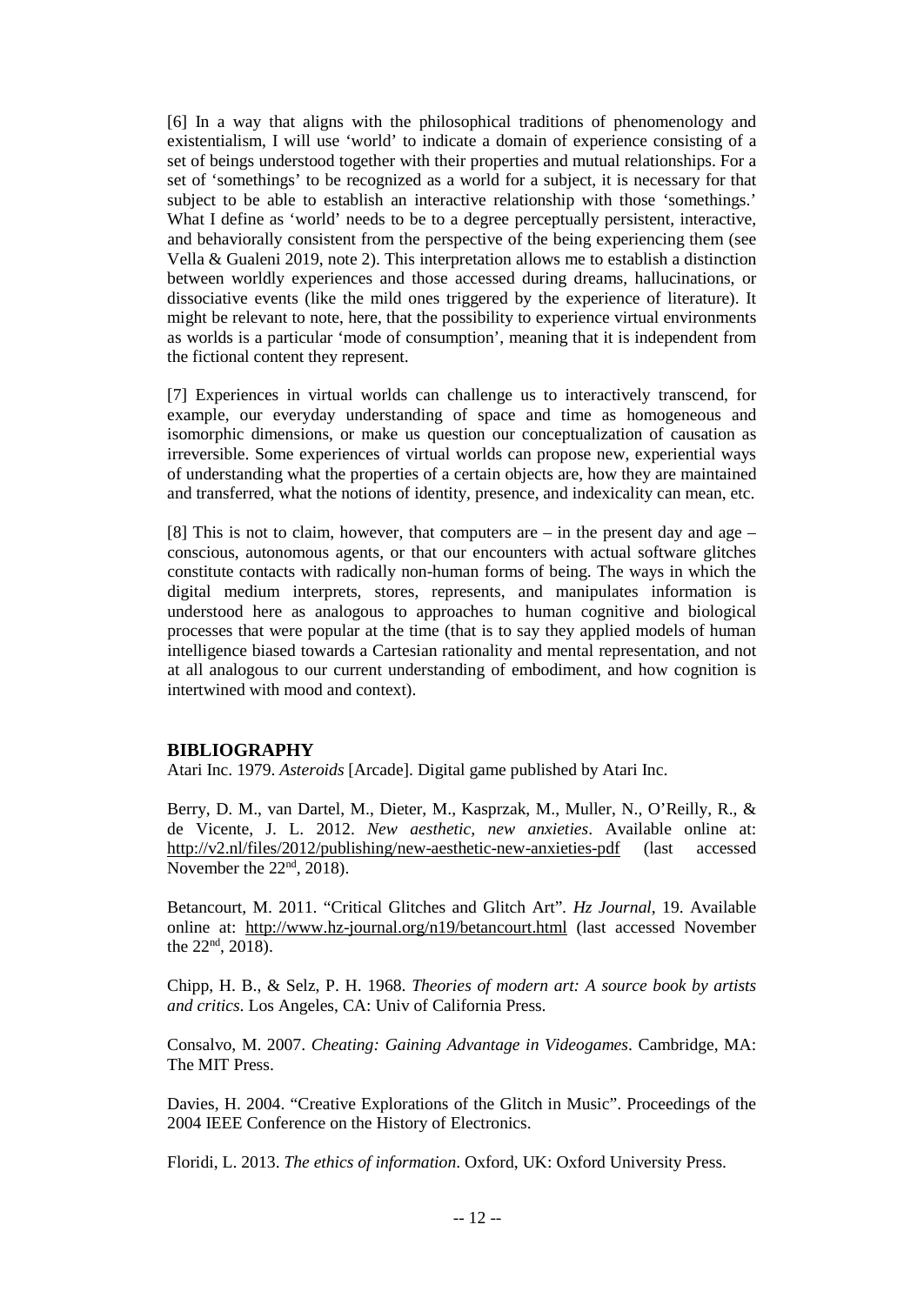[6] In a way that aligns with the philosophical traditions of phenomenology and existentialism, I will use 'world' to indicate a domain of experience consisting of a set of beings understood together with their properties and mutual relationships. For a set of 'somethings' to be recognized as a world for a subject, it is necessary for that subject to be able to establish an interactive relationship with those 'somethings.' What I define as 'world' needs to be to a degree perceptually persistent, interactive, and behaviorally consistent from the perspective of the being experiencing them (see Vella & Gualeni 2019, note 2). This interpretation allows me to establish a distinction between worldly experiences and those accessed during dreams, hallucinations, or dissociative events (like the mild ones triggered by the experience of literature). It might be relevant to note, here, that the possibility to experience virtual environments as worlds is a particular 'mode of consumption', meaning that it is independent from the fictional content they represent.

[7] Experiences in virtual worlds can challenge us to interactively transcend, for example, our everyday understanding of space and time as homogeneous and isomorphic dimensions, or make us question our conceptualization of causation as irreversible. Some experiences of virtual worlds can propose new, experiential ways of understanding what the properties of a certain objects are, how they are maintained and transferred, what the notions of identity, presence, and indexicality can mean, etc.

[8] This is not to claim, however, that computers are – in the present day and age – conscious, autonomous agents, or that our encounters with actual software glitches constitute contacts with radically non-human forms of being. The ways in which the digital medium interprets, stores, represents, and manipulates information is understood here as analogous to approaches to human cognitive and biological processes that were popular at the time (that is to say they applied models of human intelligence biased towards a Cartesian rationality and mental representation, and not at all analogous to our current understanding of embodiment, and how cognition is intertwined with mood and context).

## BIBLIOGRAPHY

Atari Inc. 1979. *Asteroids* [Arcade]. Digital game published by Atari Inc.

Berry, D. M., van Dartel, M., Dieter, M., Kasprzak, M., Muller, N., O'Reilly, R., & de Vicente, J. L. 2012. *New aesthetic, new anxieties*. Available online at: http://v2.nl/files/2012/publishing/new-aesthetic-new-anxieties-pdf (last accessed November the 22nd, 2018).

Betancourt, M. 2011. "Critical Glitches and Glitch Art". *Hz Journal*, 19. Available online at: http://www.hz-journal.org/n19/betancourt.html (last accessed November the 22nd, 2018).

Chipp, H. B., & Selz, P. H. 1968. *Theories of modern art: A source book by artists and critics*. Los Angeles, CA: Univ of California Press.

Consalvo, M. 2007. *Cheating: Gaining Advantage in Videogames*. Cambridge, MA: The MIT Press.

Davies, H. 2004. "Creative Explorations of the Glitch in Music". Proceedings of the 2004 IEEE Conference on the History of Electronics.

Floridi, L. 2013. *The ethics of information*. Oxford, UK: Oxford University Press.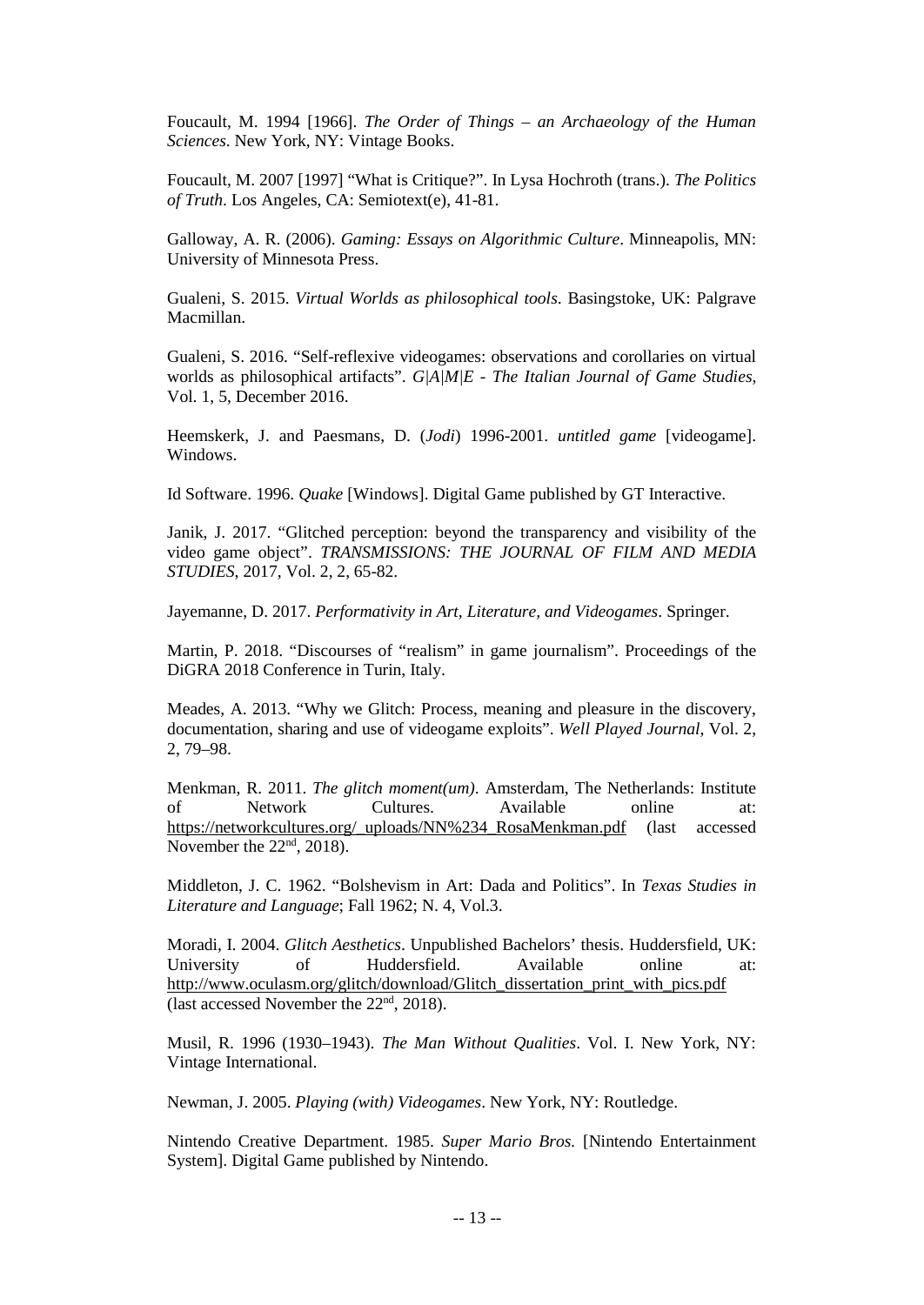Foucault, M. 1994 [1966]. *The Order of Things – an Archaeology of the Human Sciences*. New York, NY: Vintage Books.

Foucault, M. 2007 [1997] "What is Critique?". In Lysa Hochroth (trans.). *The Politics of Truth*. Los Angeles, CA: Semiotext(e), 41-81.

Galloway, A. R. (2006). *Gaming: Essays on Algorithmic Culture*. Minneapolis, MN: University of Minnesota Press.

Gualeni, S. 2015. *Virtual Worlds as philosophical tools*. Basingstoke, UK: Palgrave Macmillan.

Gualeni, S. 2016. "Self-reflexive videogames: observations and corollaries on virtual worlds as philosophical artifacts". *G|A|M|E - The Italian Journal of Game Studies*, Vol. 1, 5, December 2016.

Heemskerk, J. and Paesmans, D. (*Jodi*) 1996-2001. *untitled game* [videogame]. Windows.

Id Software. 1996. *Quake* [Windows]. Digital Game published by GT Interactive.

Janik, J. 2017. "Glitched perception: beyond the transparency and visibility of the video game object". *TRANSMISSIONS: THE JOURNAL OF FILM AND MEDIA STUDIES*, 2017, Vol. 2, 2, 65-82.

Jayemanne, D. 2017. *Performativity in Art, Literature, and Videogames*. Springer.

Martin, P. 2018. "Discourses of "realism" in game journalism". Proceedings of the DiGRA 2018 Conference in Turin, Italy.

Meades, A. 2013. "Why we Glitch: Process, meaning and pleasure in the discovery, documentation, sharing and use of videogame exploits". *Well Played Journal*, Vol. 2, 2, 79–98.

Menkman, R. 2011. *The glitch moment(um)*. Amsterdam, The Netherlands: Institute of Network Cultures. Available online at: https://networkcultures.org/_uploads/NN%234_RosaMenkman.pdf (last accessed November the 22nd, 2018).

Middleton, J. C. 1962. "Bolshevism in Art: Dada and Politics". In *Texas Studies in Literature and Language*; Fall 1962; N. 4, Vol.3.

Moradi, I. 2004. *Glitch Aesthetics*. Unpublished Bachelors' thesis. Huddersfield, UK: University of Huddersfield. Available online at: http://www.oculasm.org/glitch/download/Glitch_dissertation_print_with_pics.pdf (last accessed November the 22nd, 2018).

Musil, R. 1996 (1930–1943). *The Man Without Qualities*. Vol. I. New York, NY: Vintage International.

Newman, J. 2005. *Playing (with) Videogames*. New York, NY: Routledge.

Nintendo Creative Department. 1985. *Super Mario Bros.* [Nintendo Entertainment System]. Digital Game published by Nintendo.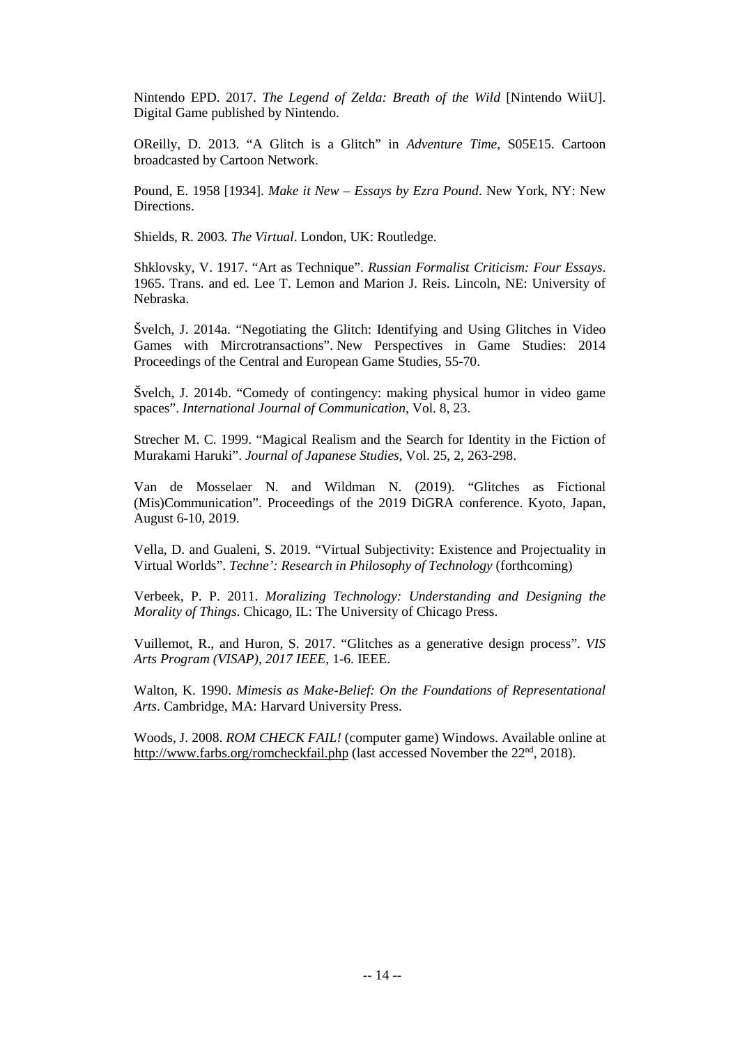Nintendo EPD. 2017. *The Legend of Zelda: Breath of the Wild* [Nintendo WiiU]. Digital Game published by Nintendo.

OReilly, D. 2013. "A Glitch is a Glitch" in *Adventure Time*, S05E15. Cartoon broadcasted by Cartoon Network.

Pound, E. 1958 [1934]. *Make it New – Essays by Ezra Pound*. New York, NY: New Directions.

Shields, R. 2003. *The Virtual*. London, UK: Routledge.

Shklovsky, V. 1917. "Art as Technique". *Russian Formalist Criticism: Four Essays*. 1965. Trans. and ed. Lee T. Lemon and Marion J. Reis. Lincoln, NE: University of Nebraska.

Švelch, J. 2014a. "Negotiating the Glitch: Identifying and Using Glitches in Video Games with Mircrotransactions". New Perspectives in Game Studies: 2014 Proceedings of the Central and European Game Studies, 55-70.

Švelch, J. 2014b. "Comedy of contingency: making physical humor in video game spaces". *International Journal of Communication*, Vol. 8, 23.

Strecher M. C. 1999. "Magical Realism and the Search for Identity in the Fiction of Murakami Haruki". *Journal of Japanese Studies*, Vol. 25, 2, 263-298.

Van de Mosselaer N. and Wildman N. (2019). "Glitches as Fictional (Mis)Communication". Proceedings of the 2019 DiGRA conference. Kyoto, Japan, August 6-10, 2019.

Vella, D. and Gualeni, S. 2019. "Virtual Subjectivity: Existence and Projectuality in Virtual Worlds". *Techne': Research in Philosophy of Technology* (forthcoming)

Verbeek, P. P. 2011. *Moralizing Technology: Understanding and Designing the Morality of Things*. Chicago, IL: The University of Chicago Press.

Vuillemot, R., and Huron, S. 2017. "Glitches as a generative design process". *VIS Arts Program (VISAP), 2017 IEEE*, 1-6. IEEE.

Walton, K. 1990. *Mimesis as Make-Belief: On the Foundations of Representational Arts*. Cambridge, MA: Harvard University Press.

Woods, J. 2008. *ROM CHECK FAIL!* (computer game) Windows. Available online at http://www.farbs.org/romcheckfail.php (last accessed November the 22nd, 2018).